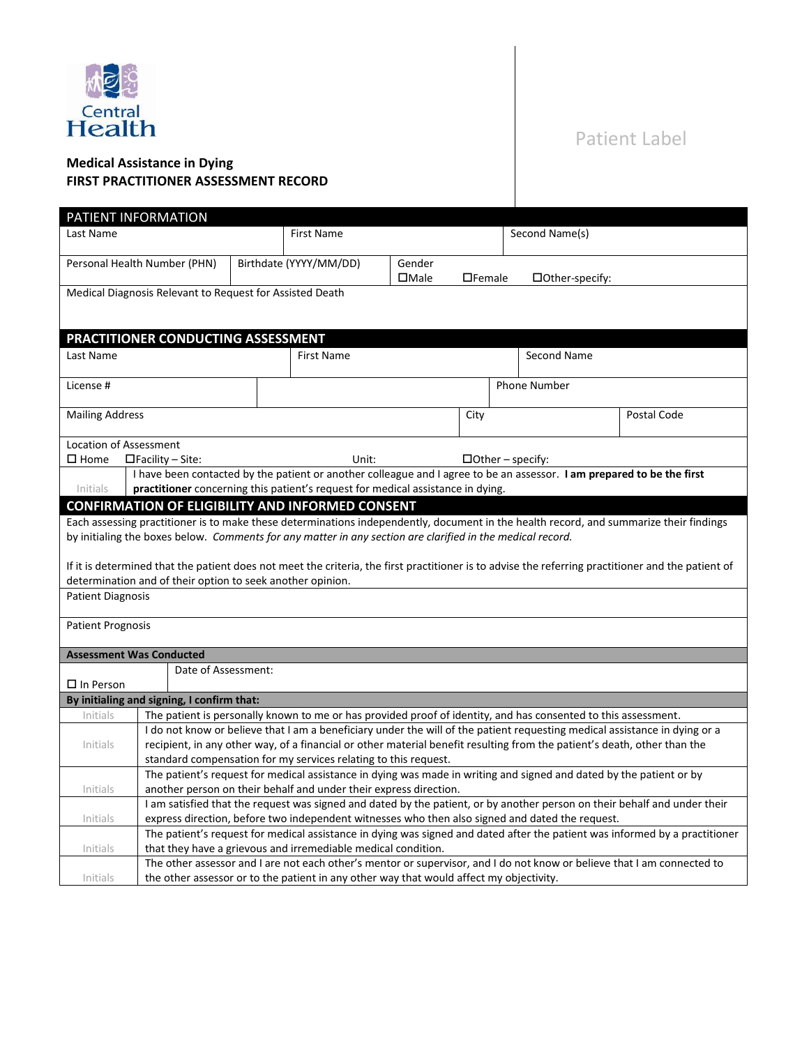Central Health

**Medical Assistance in Dying**
**FIRST PRACTITIONER ASSESSMENT RECORD**

Patient Label

| PATIENT INFORMATION | | |
|---|---|---|
| Last Name | First Name | Second Name(s) |
| Personal Health Number (PHN) | Birthdate (YYYY/MM/DD) | Gender ☐Male ☐Female ☐Other-specify: |
| Medical Diagnosis Relevant to Request for Assisted Death | | |

| **PRACTITIONER CONDUCTING ASSESSMENT** | | | |
|---|---|---|---|
| Last Name | First Name | Second Name | |
| License # | | Phone Number | |
| Mailing Address | City | Postal Code | |
| Location of Assessment ☐ Home ☐Facility – Site: Unit: ☐Other – specify: | | | |
| Initials | I have been contacted by the patient or another colleague and I agree to be an assessor. **I am prepared to be the first practitioner** concerning this patient's request for medical assistance in dying. | | |

## CONFIRMATION OF ELIGIBILITY AND INFORMED CONSENT

Each assessing practitioner is to make these determinations independently, document in the health record, and summarize their findings by initialing the boxes below. *Comments for any matter in any section are clarified in the medical record.*

If it is determined that the patient does not meet the criteria, the first practitioner is to advise the referring practitioner and the patient of determination and of their option to seek another opinion.

Patient Diagnosis

Patient Prognosis

| **Assessment Was Conducted** | |
|---|---|
| ☐ In Person | Date of Assessment: |

| **By initialing and signing, I confirm that:** | |
|---|---|
| Initials | The patient is personally known to me or has provided proof of identity, and has consented to this assessment. |
| Initials | I do not know or believe that I am a beneficiary under the will of the patient requesting medical assistance in dying or a recipient, in any other way, of a financial or other material benefit resulting from the patient's death, other than the standard compensation for my services relating to this request. |
| Initials | The patient's request for medical assistance in dying was made in writing and signed and dated by the patient or by another person on their behalf and under their express direction. |
| Initials | I am satisfied that the request was signed and dated by the patient, or by another person on their behalf and under their express direction, before two independent witnesses who then also signed and dated the request. |
| Initials | The patient's request for medical assistance in dying was signed and dated after the patient was informed by a practitioner that they have a grievous and irremediable medical condition. |
| Initials | The other assessor and I are not each other's mentor or supervisor, and I do not know or believe that I am connected to the other assessor or to the patient in any other way that would affect my objectivity. |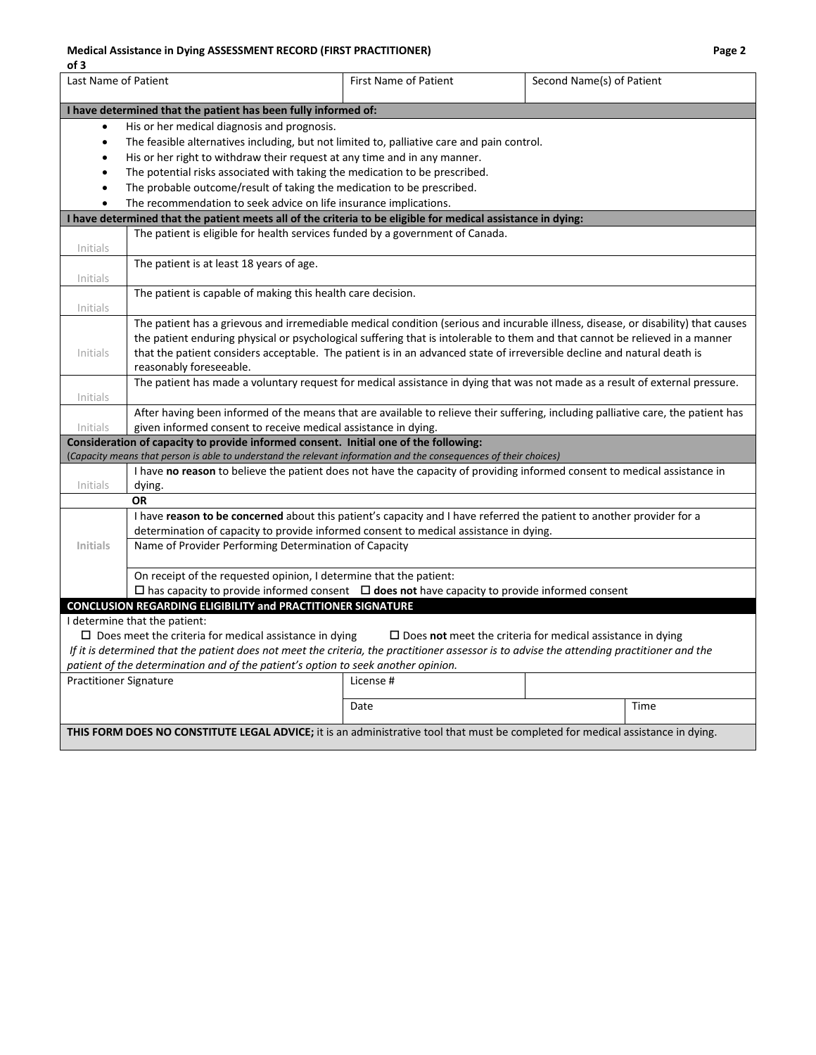**Medical Assistance in Dying ASSESSMENT RECORD (FIRST PRACTITIONER)**

| Last Name of Patient | First Name of Patient | Second Name(s) of Patient |
|---|---|---|
| | | |

**I have determined that the patient has been fully informed of:**

- His or her medical diagnosis and prognosis.
- The feasible alternatives including, but not limited to, palliative care and pain control.
- His or her right to withdraw their request at any time and in any manner.
- The potential risks associated with taking the medication to be prescribed.
- The probable outcome/result of taking the medication to be prescribed.
- The recommendation to seek advice on life insurance implications.

**I have determined that the patient meets all of the criteria to be eligible for medical assistance in dying:**

| | |
|---|---|
| Initials | The patient is eligible for health services funded by a government of Canada. |
| Initials | The patient is at least 18 years of age. |
| Initials | The patient is capable of making this health care decision. |
| Initials | The patient has a grievous and irremediable medical condition (serious and incurable illness, disease, or disability) that causes the patient enduring physical or psychological suffering that is intolerable to them and that cannot be relieved in a manner that the patient considers acceptable. The patient is in an advanced state of irreversible decline and natural death is reasonably foreseeable. |
| Initials | The patient has made a voluntary request for medical assistance in dying that was not made as a result of external pressure. |
| Initials | After having been informed of the means that are available to relieve their suffering, including palliative care, the patient has given informed consent to receive medical assistance in dying. |

**Consideration of capacity to provide informed consent. Initial one of the following:**
*(Capacity means that person is able to understand the relevant information and the consequences of their choices)*

| | |
|---|---|
| Initials | I have **no reason** to believe the patient does not have the capacity of providing informed consent to medical assistance in dying. |
| | **OR** |
| **Initials** | I have **reason to be concerned** about this patient's capacity and I have referred the patient to another provider for a determination of capacity to provide informed consent to medical assistance in dying. |
| | Name of Provider Performing Determination of Capacity |
| | On receipt of the requested opinion, I determine that the patient:<br>☐ has capacity to provide informed consent ☐ **does not** have capacity to provide informed consent |

**CONCLUSION REGARDING ELIGIBILITY and PRACTITIONER SIGNATURE**

I determine that the patient:

☐ Does meet the criteria for medical assistance in dying ☐ Does **not** meet the criteria for medical assistance in dying

*If it is determined that the patient does not meet the criteria, the practitioner assessor is to advise the attending practitioner and the patient of the determination and of the patient's option to seek another opinion.*

| Practitioner Signature | License # | | |
|---|---|---|---|
| | Date | | Time |

**THIS FORM DOES NO CONSTITUTE LEGAL ADVICE;** it is an administrative tool that must be completed for medical assistance in dying.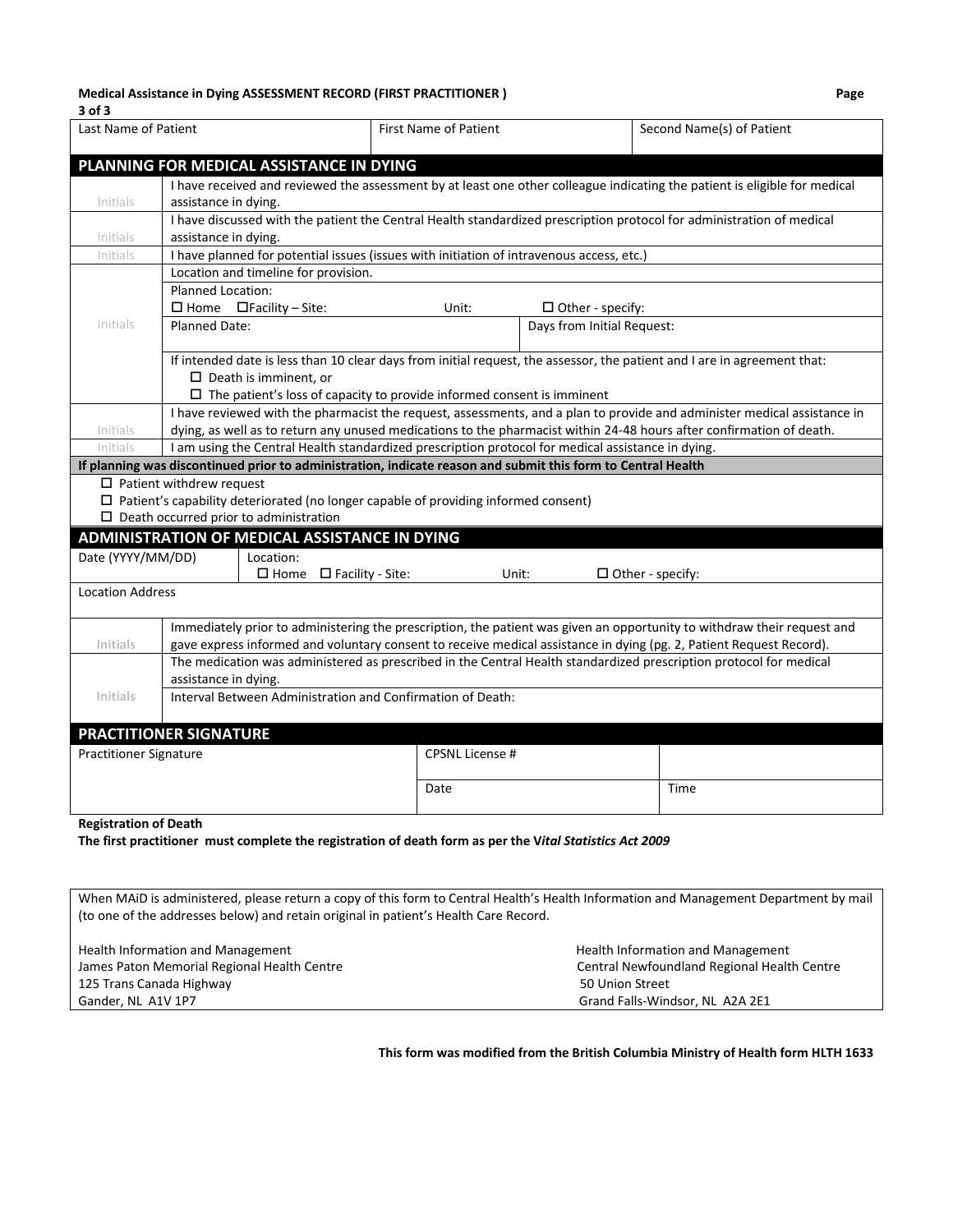**Medical Assistance in Dying ASSESSMENT RECORD (FIRST PRACTITIONER )**

| Last Name of Patient | First Name of Patient | Second Name(s) of Patient |
|---|---|---|
| | | |

## PLANNING FOR MEDICAL ASSISTANCE IN DYING

| | |
|---|---|
| Initials | I have received and reviewed the assessment by at least one other colleague indicating the patient is eligible for medical assistance in dying. |
| Initials | I have discussed with the patient the Central Health standardized prescription protocol for administration of medical assistance in dying. |
| Initials | I have planned for potential issues (issues with initiation of intravenous access, etc.) |
| Initials | Location and timeline for provision.<br>Planned Location:<br>☐ Home ☐ Facility – Site: Unit: ☐ Other - specify:<br>Planned Date: Days from Initial Request:<br>If intended date is less than 10 clear days from initial request, the assessor, the patient and I are in agreement that:<br>☐ Death is imminent, or<br>☐ The patient's loss of capacity to provide informed consent is imminent |
| Initials | I have reviewed with the pharmacist the request, assessments, and a plan to provide and administer medical assistance in dying, as well as to return any unused medications to the pharmacist within 24-48 hours after confirmation of death. |
| Initials | I am using the Central Health standardized prescription protocol for medical assistance in dying. |

**If planning was discontinued prior to administration, indicate reason and submit this form to Central Health**

- ☐ Patient withdrew request
- ☐ Patient's capability deteriorated (no longer capable of providing informed consent)
- ☐ Death occurred prior to administration

## ADMINISTRATION OF MEDICAL ASSISTANCE IN DYING

| Date (YYYY/MM/DD) | Location:<br>☐ Home ☐ Facility - Site: Unit: ☐ Other - specify: |
|---|---|
| Location Address | |

| | |
|---|---|
| **Initials** | Immediately prior to administering the prescription, the patient was given an opportunity to withdraw their request and gave express informed and voluntary consent to receive medical assistance in dying (pg. 2, Patient Request Record). |
| **Initials** | The medication was administered as prescribed in the Central Health standardized prescription protocol for medical assistance in dying.<br>Interval Between Administration and Confirmation of Death: |

## PRACTITIONER SIGNATURE

| Practitioner Signature | CPSNL License # | |
|---|---|---|
| | Date | Time |

**Registration of Death**
**The first practitioner must complete the registration of death form as per the V*ital Statistics Act 2009***

When MAiD is administered, please return a copy of this form to Central Health's Health Information and Management Department by mail (to one of the addresses below) and retain original in patient's Health Care Record.

Health Information and Management
James Paton Memorial Regional Health Centre
125 Trans Canada Highway
Gander, NL A1V 1P7

Health Information and Management
Central Newfoundland Regional Health Centre
50 Union Street
Grand Falls-Windsor, NL A2A 2E1

**This form was modified from the British Columbia Ministry of Health form HLTH 1633**